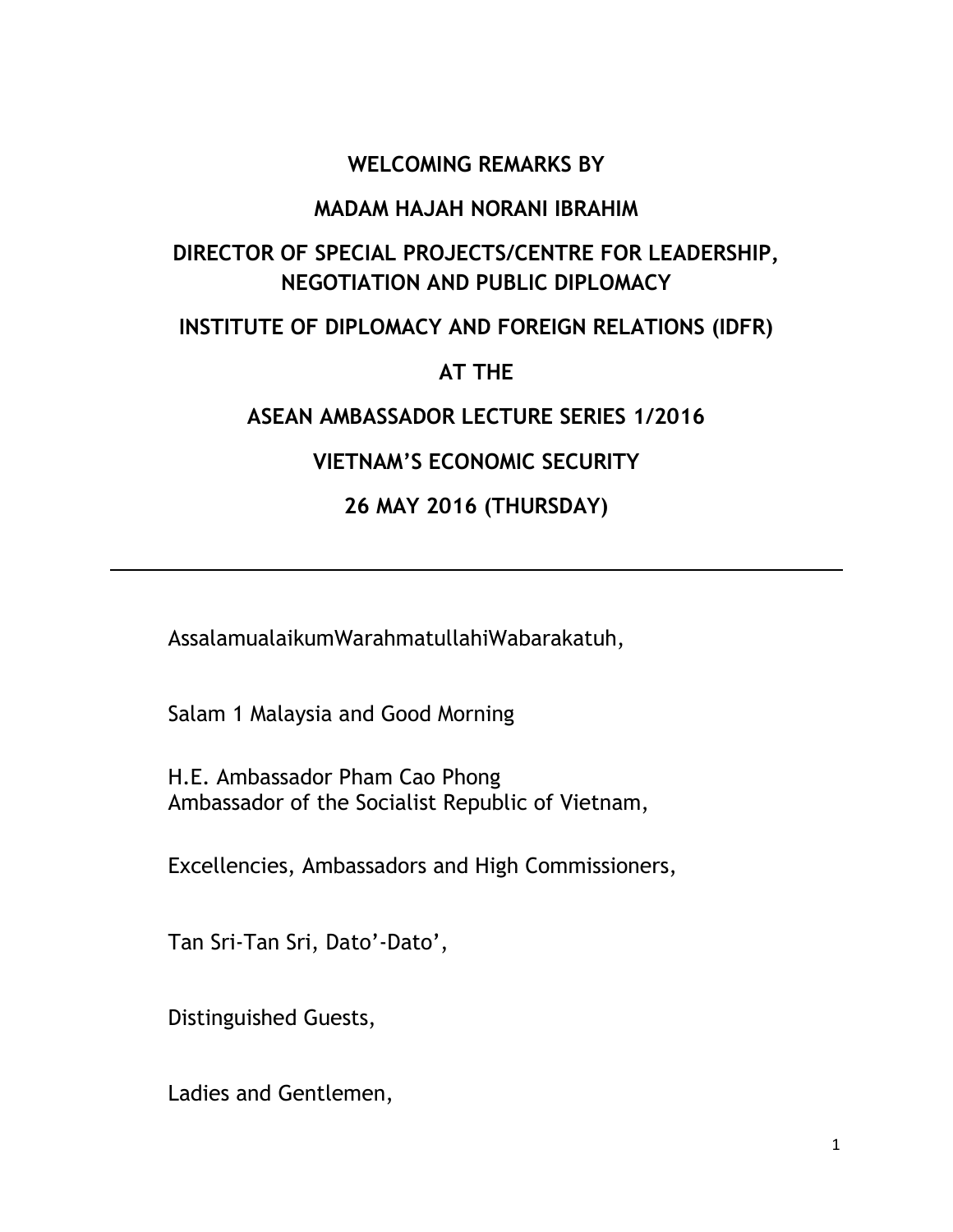**WELCOMING REMARKS BY**

**MADAM HAJAH NORANI IBRAHIM**

**DIRECTOR OF SPECIAL PROJECTS/CENTRE FOR LEADERSHIP, NEGOTIATION AND PUBLIC DIPLOMACY**

**INSTITUTE OF DIPLOMACY AND FOREIGN RELATIONS (IDFR)**

**AT THE**

**ASEAN AMBASSADOR LECTURE SERIES 1/2016**

**VIETNAM'S ECONOMIC SECURITY**

**26 MAY 2016 (THURSDAY)**

---

AssalamualaikumWarahmatullahiWabarakatuh,

Salam 1 Malaysia and Good Morning

H.E. Ambassador Pham Cao Phong
Ambassador of the Socialist Republic of Vietnam,

Excellencies, Ambassadors and High Commissioners,

Tan Sri-Tan Sri, Dato'-Dato',

Distinguished Guests,

Ladies and Gentlemen,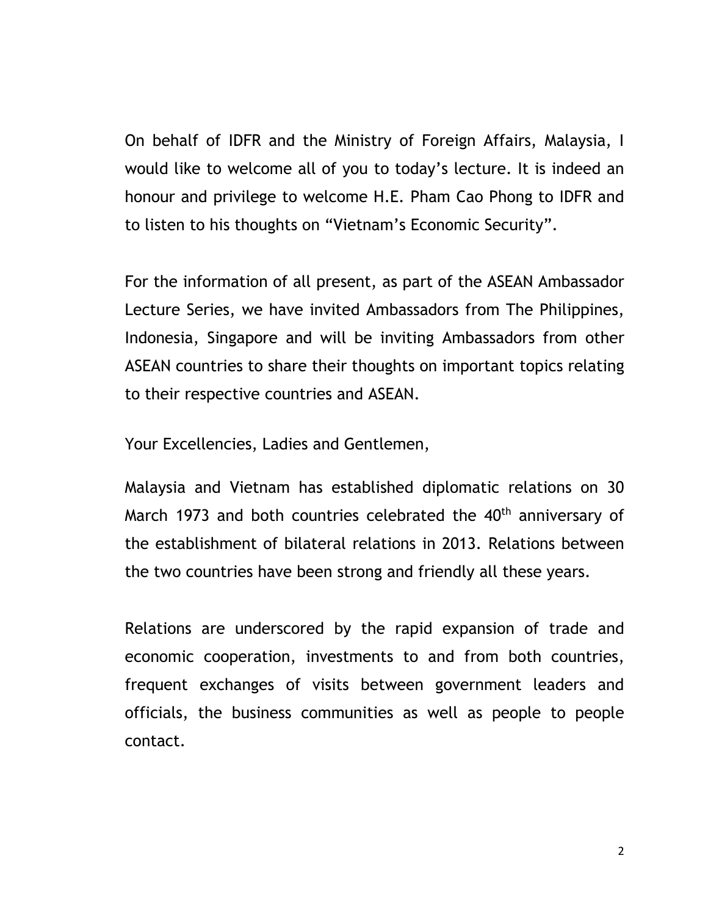On behalf of IDFR and the Ministry of Foreign Affairs, Malaysia, I would like to welcome all of you to today's lecture. It is indeed an honour and privilege to welcome H.E. Pham Cao Phong to IDFR and to listen to his thoughts on "Vietnam's Economic Security".

For the information of all present, as part of the ASEAN Ambassador Lecture Series, we have invited Ambassadors from The Philippines, Indonesia, Singapore and will be inviting Ambassadors from other ASEAN countries to share their thoughts on important topics relating to their respective countries and ASEAN.

Your Excellencies, Ladies and Gentlemen,

Malaysia and Vietnam has established diplomatic relations on 30 March 1973 and both countries celebrated the 40th anniversary of the establishment of bilateral relations in 2013. Relations between the two countries have been strong and friendly all these years.

Relations are underscored by the rapid expansion of trade and economic cooperation, investments to and from both countries, frequent exchanges of visits between government leaders and officials, the business communities as well as people to people contact.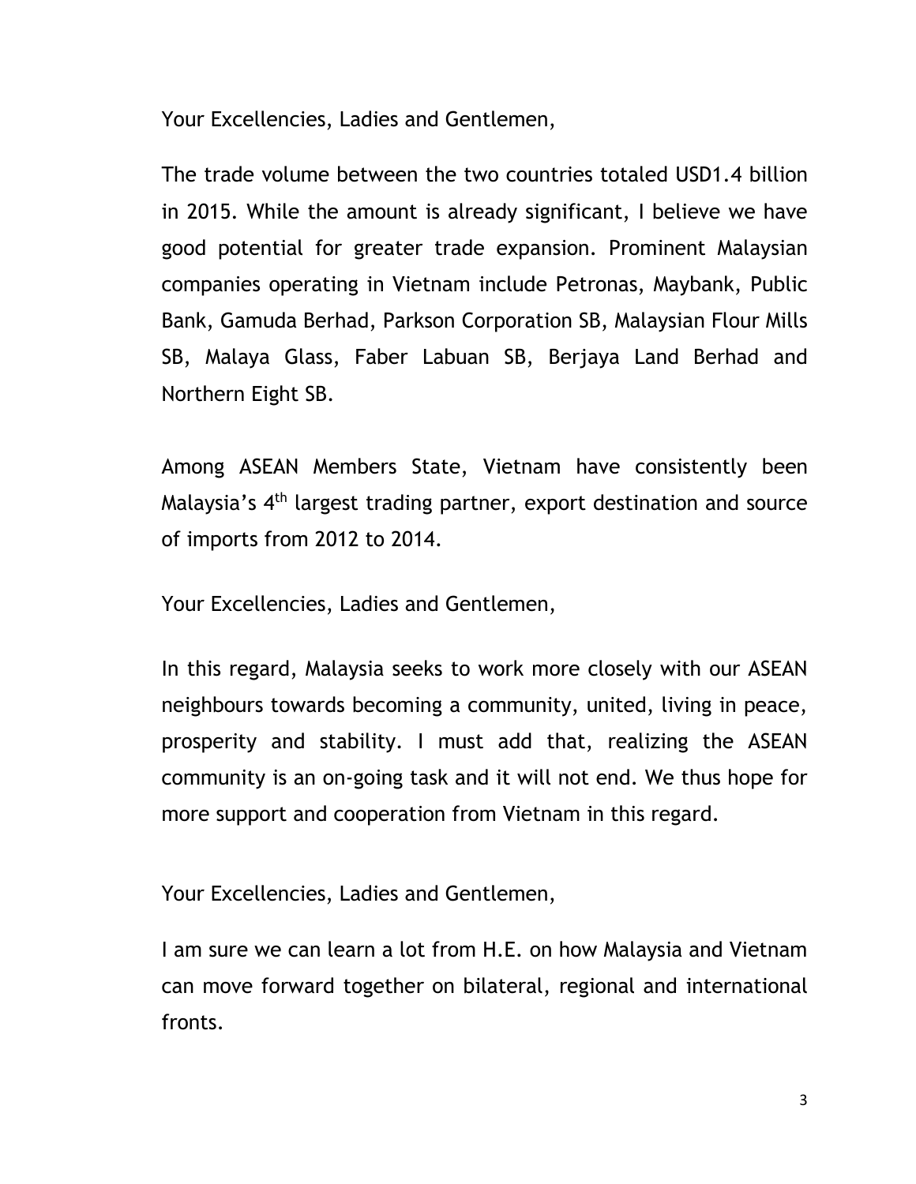Your Excellencies, Ladies and Gentlemen,

The trade volume between the two countries totaled USD1.4 billion in 2015. While the amount is already significant, I believe we have good potential for greater trade expansion. Prominent Malaysian companies operating in Vietnam include Petronas, Maybank, Public Bank, Gamuda Berhad, Parkson Corporation SB, Malaysian Flour Mills SB, Malaya Glass, Faber Labuan SB, Berjaya Land Berhad and Northern Eight SB.

Among ASEAN Members State, Vietnam have consistently been Malaysia's 4th largest trading partner, export destination and source of imports from 2012 to 2014.

Your Excellencies, Ladies and Gentlemen,

In this regard, Malaysia seeks to work more closely with our ASEAN neighbours towards becoming a community, united, living in peace, prosperity and stability. I must add that, realizing the ASEAN community is an on-going task and it will not end. We thus hope for more support and cooperation from Vietnam in this regard.

Your Excellencies, Ladies and Gentlemen,

I am sure we can learn a lot from H.E. on how Malaysia and Vietnam can move forward together on bilateral, regional and international fronts.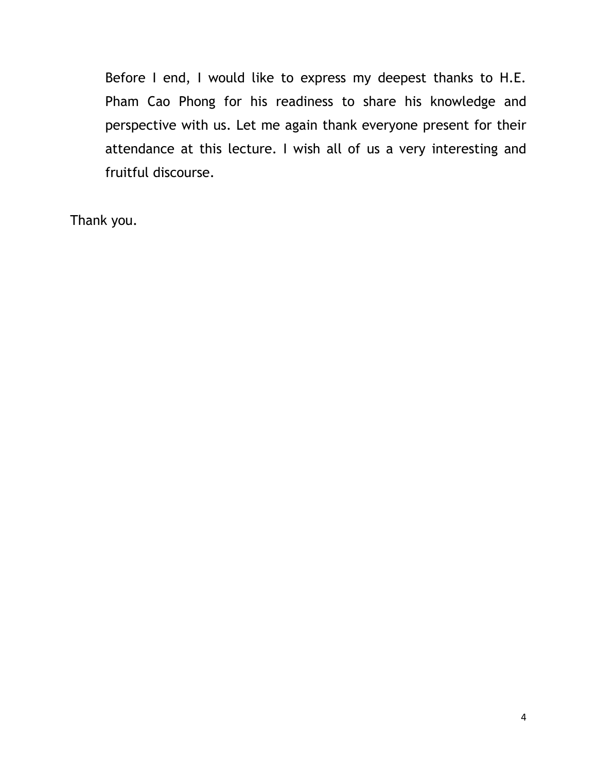Before I end, I would like to express my deepest thanks to H.E. Pham Cao Phong for his readiness to share his knowledge and perspective with us. Let me again thank everyone present for their attendance at this lecture. I wish all of us a very interesting and fruitful discourse.

Thank you.